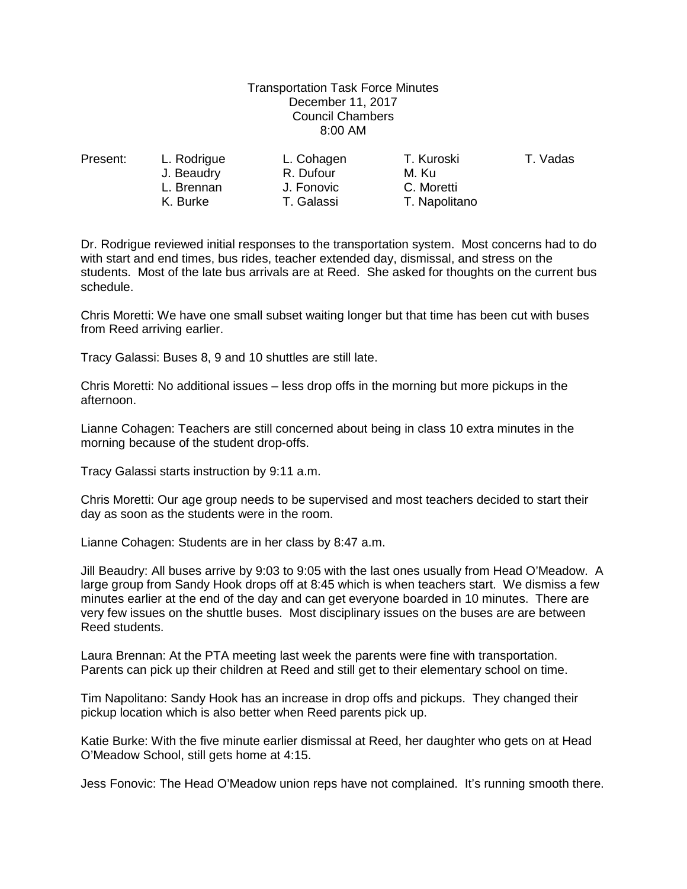Transportation Task Force Minutes
December 11, 2017
Council Chambers
8:00 AM

| Present: | L. Rodrigue | L. Cohagen | T. Kuroski | T. Vadas |
|---|---|---|---|---|
| | J. Beaudry | R. Dufour | M. Ku | |
| | L. Brennan | J. Fonovic | C. Moretti | |
| | K. Burke | T. Galassi | T. Napolitano | |

Dr. Rodrigue reviewed initial responses to the transportation system. Most concerns had to do with start and end times, bus rides, teacher extended day, dismissal, and stress on the students. Most of the late bus arrivals are at Reed. She asked for thoughts on the current bus schedule.

Chris Moretti: We have one small subset waiting longer but that time has been cut with buses from Reed arriving earlier.

Tracy Galassi: Buses 8, 9 and 10 shuttles are still late.

Chris Moretti: No additional issues – less drop offs in the morning but more pickups in the afternoon.

Lianne Cohagen: Teachers are still concerned about being in class 10 extra minutes in the morning because of the student drop-offs.

Tracy Galassi starts instruction by 9:11 a.m.

Chris Moretti: Our age group needs to be supervised and most teachers decided to start their day as soon as the students were in the room.

Lianne Cohagen: Students are in her class by 8:47 a.m.

Jill Beaudry: All buses arrive by 9:03 to 9:05 with the last ones usually from Head O'Meadow. A large group from Sandy Hook drops off at 8:45 which is when teachers start. We dismiss a few minutes earlier at the end of the day and can get everyone boarded in 10 minutes. There are very few issues on the shuttle buses. Most disciplinary issues on the buses are are between Reed students.

Laura Brennan: At the PTA meeting last week the parents were fine with transportation. Parents can pick up their children at Reed and still get to their elementary school on time.

Tim Napolitano: Sandy Hook has an increase in drop offs and pickups. They changed their pickup location which is also better when Reed parents pick up.

Katie Burke: With the five minute earlier dismissal at Reed, her daughter who gets on at Head O'Meadow School, still gets home at 4:15.

Jess Fonovic: The Head O'Meadow union reps have not complained. It's running smooth there.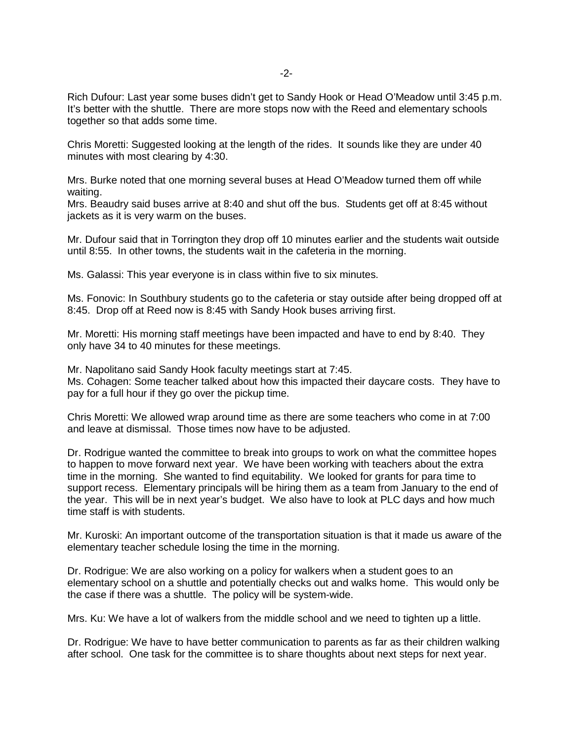Rich Dufour: Last year some buses didn't get to Sandy Hook or Head O'Meadow until 3:45 p.m. It's better with the shuttle. There are more stops now with the Reed and elementary schools together so that adds some time.

Chris Moretti: Suggested looking at the length of the rides. It sounds like they are under 40 minutes with most clearing by 4:30.

Mrs. Burke noted that one morning several buses at Head O'Meadow turned them off while waiting.
Mrs. Beaudry said buses arrive at 8:40 and shut off the bus. Students get off at 8:45 without jackets as it is very warm on the buses.

Mr. Dufour said that in Torrington they drop off 10 minutes earlier and the students wait outside until 8:55. In other towns, the students wait in the cafeteria in the morning.

Ms. Galassi: This year everyone is in class within five to six minutes.

Ms. Fonovic: In Southbury students go to the cafeteria or stay outside after being dropped off at 8:45. Drop off at Reed now is 8:45 with Sandy Hook buses arriving first.

Mr. Moretti: His morning staff meetings have been impacted and have to end by 8:40. They only have 34 to 40 minutes for these meetings.

Mr. Napolitano said Sandy Hook faculty meetings start at 7:45.
Ms. Cohagen: Some teacher talked about how this impacted their daycare costs. They have to pay for a full hour if they go over the pickup time.

Chris Moretti: We allowed wrap around time as there are some teachers who come in at 7:00 and leave at dismissal. Those times now have to be adjusted.

Dr. Rodrigue wanted the committee to break into groups to work on what the committee hopes to happen to move forward next year. We have been working with teachers about the extra time in the morning. She wanted to find equitability. We looked for grants for para time to support recess. Elementary principals will be hiring them as a team from January to the end of the year. This will be in next year's budget. We also have to look at PLC days and how much time staff is with students.

Mr. Kuroski: An important outcome of the transportation situation is that it made us aware of the elementary teacher schedule losing the time in the morning.

Dr. Rodrigue: We are also working on a policy for walkers when a student goes to an elementary school on a shuttle and potentially checks out and walks home. This would only be the case if there was a shuttle. The policy will be system-wide.

Mrs. Ku: We have a lot of walkers from the middle school and we need to tighten up a little.

Dr. Rodrigue: We have to have better communication to parents as far as their children walking after school. One task for the committee is to share thoughts about next steps for next year.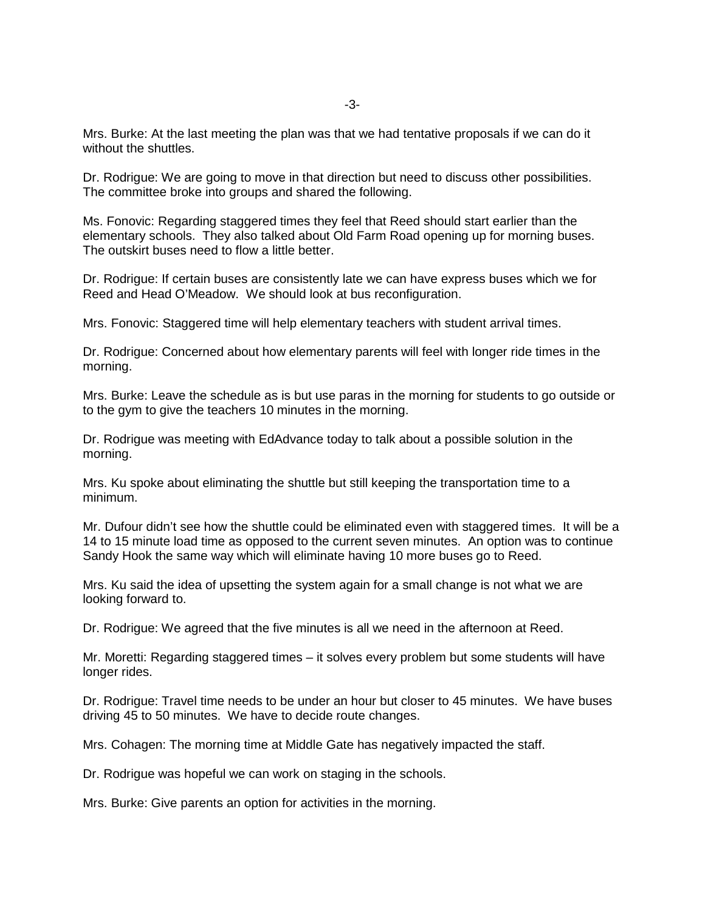Mrs. Burke: At the last meeting the plan was that we had tentative proposals if we can do it without the shuttles.

Dr. Rodrigue: We are going to move in that direction but need to discuss other possibilities. The committee broke into groups and shared the following.

Ms. Fonovic: Regarding staggered times they feel that Reed should start earlier than the elementary schools. They also talked about Old Farm Road opening up for morning buses. The outskirt buses need to flow a little better.

Dr. Rodrigue: If certain buses are consistently late we can have express buses which we for Reed and Head O'Meadow. We should look at bus reconfiguration.

Mrs. Fonovic: Staggered time will help elementary teachers with student arrival times.

Dr. Rodrigue: Concerned about how elementary parents will feel with longer ride times in the morning.

Mrs. Burke: Leave the schedule as is but use paras in the morning for students to go outside or to the gym to give the teachers 10 minutes in the morning.

Dr. Rodrigue was meeting with EdAdvance today to talk about a possible solution in the morning.

Mrs. Ku spoke about eliminating the shuttle but still keeping the transportation time to a minimum.

Mr. Dufour didn't see how the shuttle could be eliminated even with staggered times. It will be a 14 to 15 minute load time as opposed to the current seven minutes. An option was to continue Sandy Hook the same way which will eliminate having 10 more buses go to Reed.

Mrs. Ku said the idea of upsetting the system again for a small change is not what we are looking forward to.

Dr. Rodrigue: We agreed that the five minutes is all we need in the afternoon at Reed.

Mr. Moretti: Regarding staggered times – it solves every problem but some students will have longer rides.

Dr. Rodrigue: Travel time needs to be under an hour but closer to 45 minutes. We have buses driving 45 to 50 minutes. We have to decide route changes.

Mrs. Cohagen: The morning time at Middle Gate has negatively impacted the staff.

Dr. Rodrigue was hopeful we can work on staging in the schools.

Mrs. Burke: Give parents an option for activities in the morning.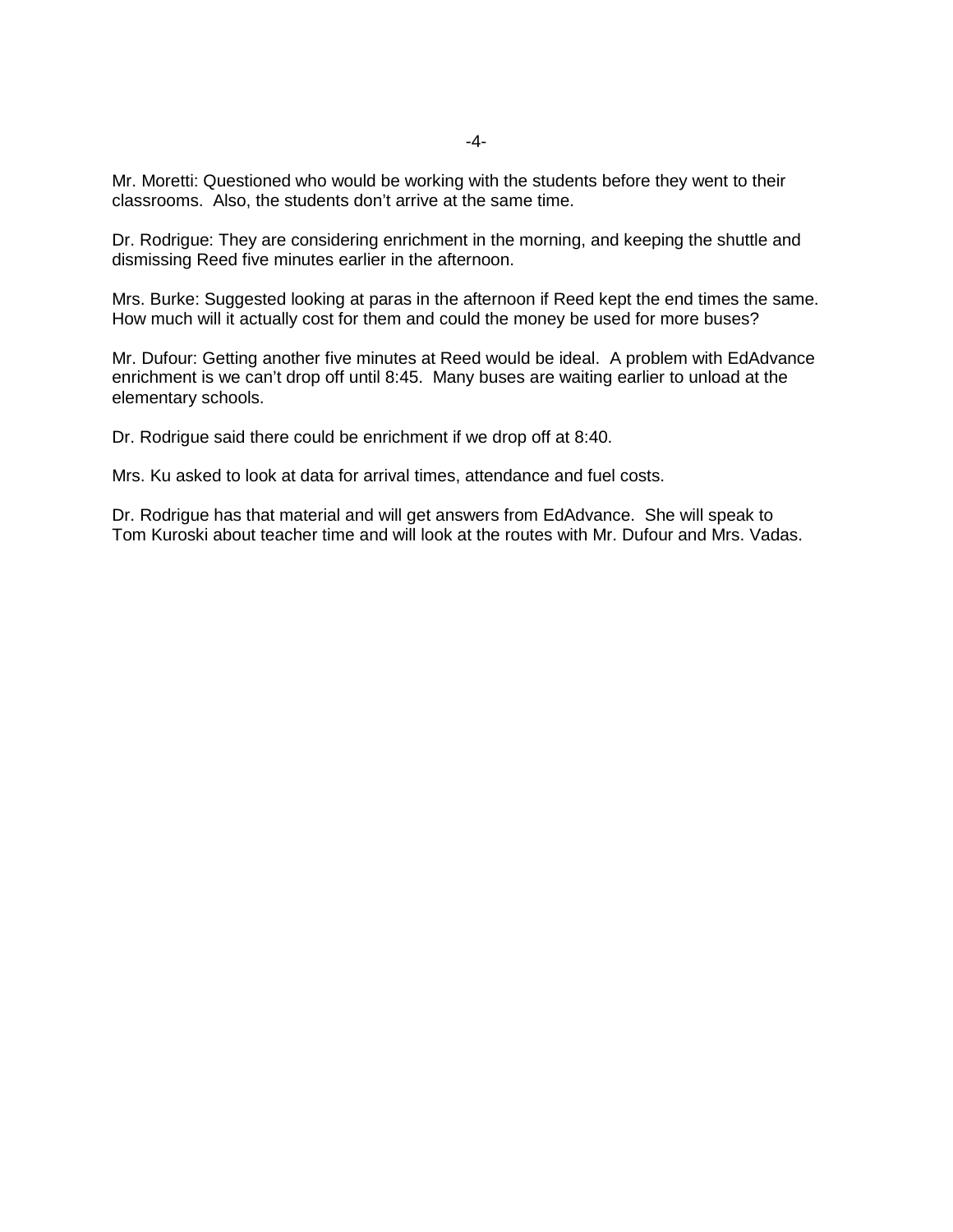Mr. Moretti: Questioned who would be working with the students before they went to their classrooms. Also, the students don't arrive at the same time.

Dr. Rodrigue: They are considering enrichment in the morning, and keeping the shuttle and dismissing Reed five minutes earlier in the afternoon.

Mrs. Burke: Suggested looking at paras in the afternoon if Reed kept the end times the same. How much will it actually cost for them and could the money be used for more buses?

Mr. Dufour: Getting another five minutes at Reed would be ideal. A problem with EdAdvance enrichment is we can't drop off until 8:45. Many buses are waiting earlier to unload at the elementary schools.

Dr. Rodrigue said there could be enrichment if we drop off at 8:40.

Mrs. Ku asked to look at data for arrival times, attendance and fuel costs.

Dr. Rodrigue has that material and will get answers from EdAdvance. She will speak to Tom Kuroski about teacher time and will look at the routes with Mr. Dufour and Mrs. Vadas.